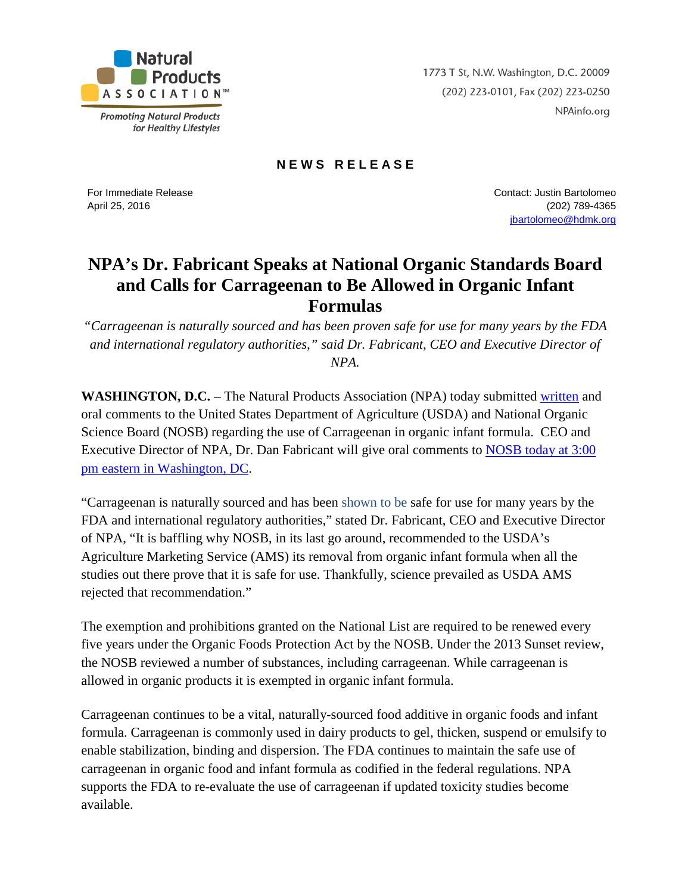Natural Products ASSOCIATION™

*Promoting Natural Products for Healthy Lifestyles*

1773 T St, N.W. Washington, D.C. 20009
(202) 223-0101, Fax (202) 223-0250
NPAinfo.org

**NEWS RELEASE**

For Immediate Release
April 25, 2016

Contact: Justin Bartolomeo
(202) 789-4365
jbartolomeo@hdmk.org

# NPA's Dr. Fabricant Speaks at National Organic Standards Board and Calls for Carrageenan to Be Allowed in Organic Infant Formulas

*"Carrageenan is naturally sourced and has been proven safe for use for many years by the FDA and international regulatory authorities," said Dr. Fabricant, CEO and Executive Director of NPA.*

**WASHINGTON, D.C.** – The Natural Products Association (NPA) today submitted written and oral comments to the United States Department of Agriculture (USDA) and National Organic Science Board (NOSB) regarding the use of Carrageenan in organic infant formula. CEO and Executive Director of NPA, Dr. Dan Fabricant will give oral comments to NOSB today at 3:00 pm eastern in Washington, DC.

"Carrageenan is naturally sourced and has been shown to be safe for use for many years by the FDA and international regulatory authorities," stated Dr. Fabricant, CEO and Executive Director of NPA, "It is baffling why NOSB, in its last go around, recommended to the USDA's Agriculture Marketing Service (AMS) its removal from organic infant formula when all the studies out there prove that it is safe for use. Thankfully, science prevailed as USDA AMS rejected that recommendation."

The exemption and prohibitions granted on the National List are required to be renewed every five years under the Organic Foods Protection Act by the NOSB. Under the 2013 Sunset review, the NOSB reviewed a number of substances, including carrageenan. While carrageenan is allowed in organic products it is exempted in organic infant formula.

Carrageenan continues to be a vital, naturally-sourced food additive in organic foods and infant formula. Carrageenan is commonly used in dairy products to gel, thicken, suspend or emulsify to enable stabilization, binding and dispersion. The FDA continues to maintain the safe use of carrageenan in organic food and infant formula as codified in the federal regulations. NPA supports the FDA to re-evaluate the use of carrageenan if updated toxicity studies become available.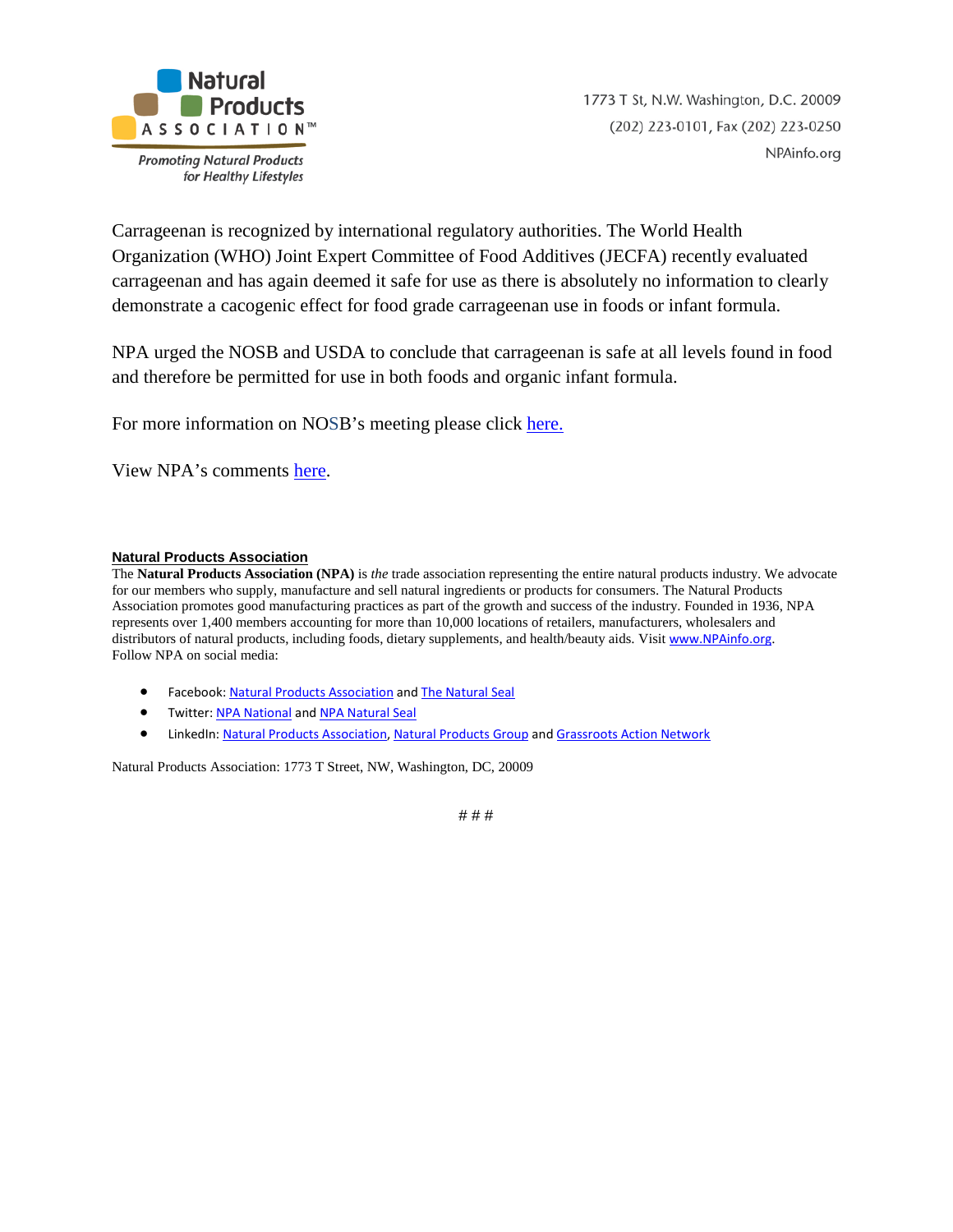Natural Products ASSOCIATION™

*Promoting Natural Products for Healthy Lifestyles*

1773 T St, N.W. Washington, D.C. 20009
(202) 223-0101, Fax (202) 223-0250
NPAinfo.org

Carrageenan is recognized by international regulatory authorities. The World Health Organization (WHO) Joint Expert Committee of Food Additives (JECFA) recently evaluated carrageenan and has again deemed it safe for use as there is absolutely no information to clearly demonstrate a cacogenic effect for food grade carrageenan use in foods or infant formula.

NPA urged the NOSB and USDA to conclude that carrageenan is safe at all levels found in food and therefore be permitted for use in both foods and organic infant formula.

For more information on NOSB's meeting please click here.

View NPA's comments here.

**Natural Products Association**

The **Natural Products Association (NPA)** is *the* trade association representing the entire natural products industry. We advocate for our members who supply, manufacture and sell natural ingredients or products for consumers. The Natural Products Association promotes good manufacturing practices as part of the growth and success of the industry. Founded in 1936, NPA represents over 1,400 members accounting for more than 10,000 locations of retailers, manufacturers, wholesalers and distributors of natural products, including foods, dietary supplements, and health/beauty aids. Visit www.NPAinfo.org.
Follow NPA on social media:

- Facebook: Natural Products Association and The Natural Seal
- Twitter: NPA National and NPA Natural Seal
- LinkedIn: Natural Products Association, Natural Products Group and Grassroots Action Network

Natural Products Association: 1773 T Street, NW, Washington, DC, 20009

# # #